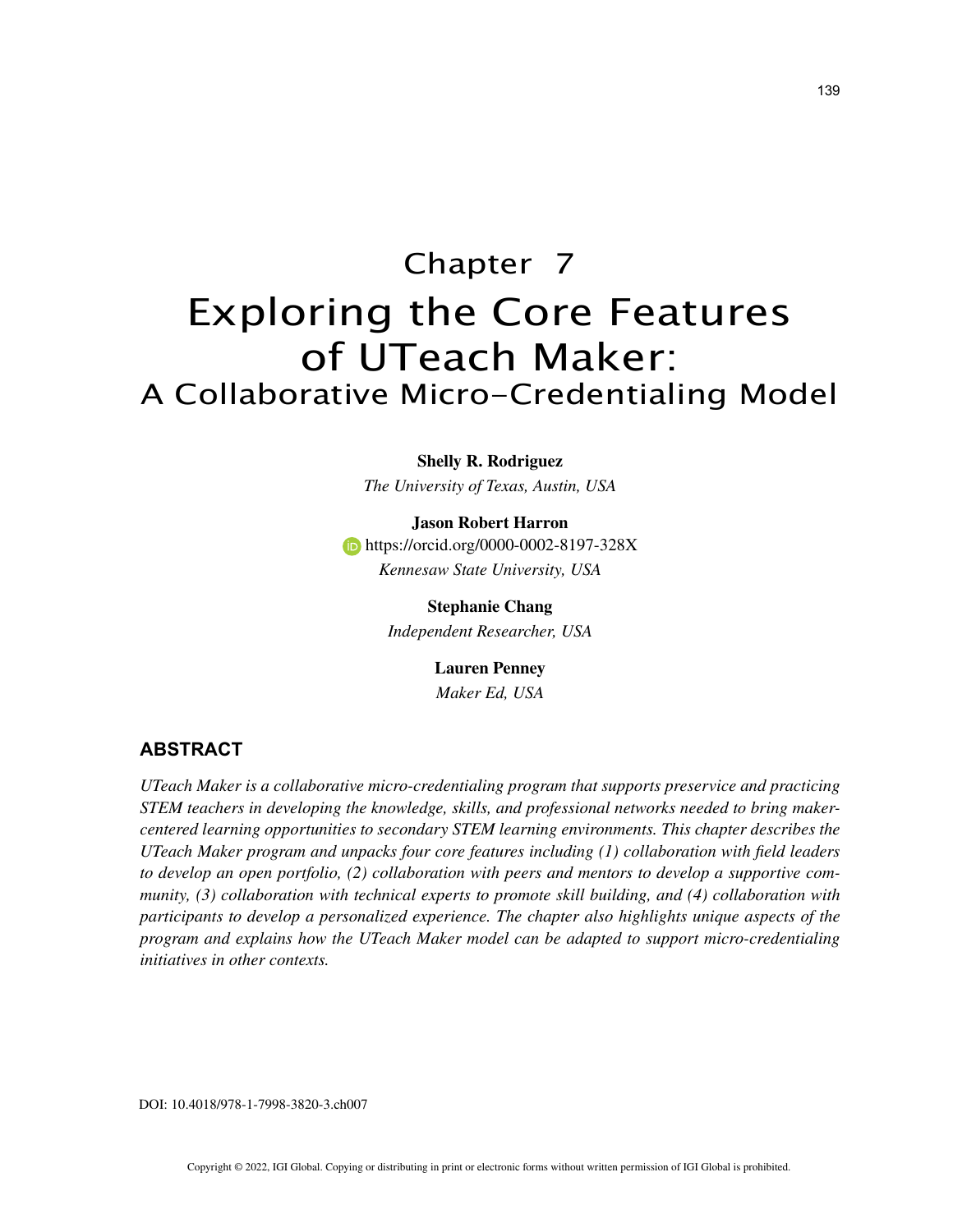# Chapter 7
# Exploring the Core Features of UTeach Maker:
## A Collaborative Micro-Credentialing Model

**Shelly R. Rodriguez**
*The University of Texas, Austin, USA*

**Jason Robert Harron**
https://orcid.org/0000-0002-8197-328X
*Kennesaw State University, USA*

**Stephanie Chang**
*Independent Researcher, USA*

**Lauren Penney**
*Maker Ed, USA*

## ABSTRACT

*UTeach Maker is a collaborative micro-credentialing program that supports preservice and practicing STEM teachers in developing the knowledge, skills, and professional networks needed to bring maker-centered learning opportunities to secondary STEM learning environments. This chapter describes the UTeach Maker program and unpacks four core features including (1) collaboration with field leaders to develop an open portfolio, (2) collaboration with peers and mentors to develop a supportive community, (3) collaboration with technical experts to promote skill building, and (4) collaboration with participants to develop a personalized experience. The chapter also highlights unique aspects of the program and explains how the UTeach Maker model can be adapted to support micro-credentialing initiatives in other contexts.*

DOI: 10.4018/978-1-7998-3820-3.ch007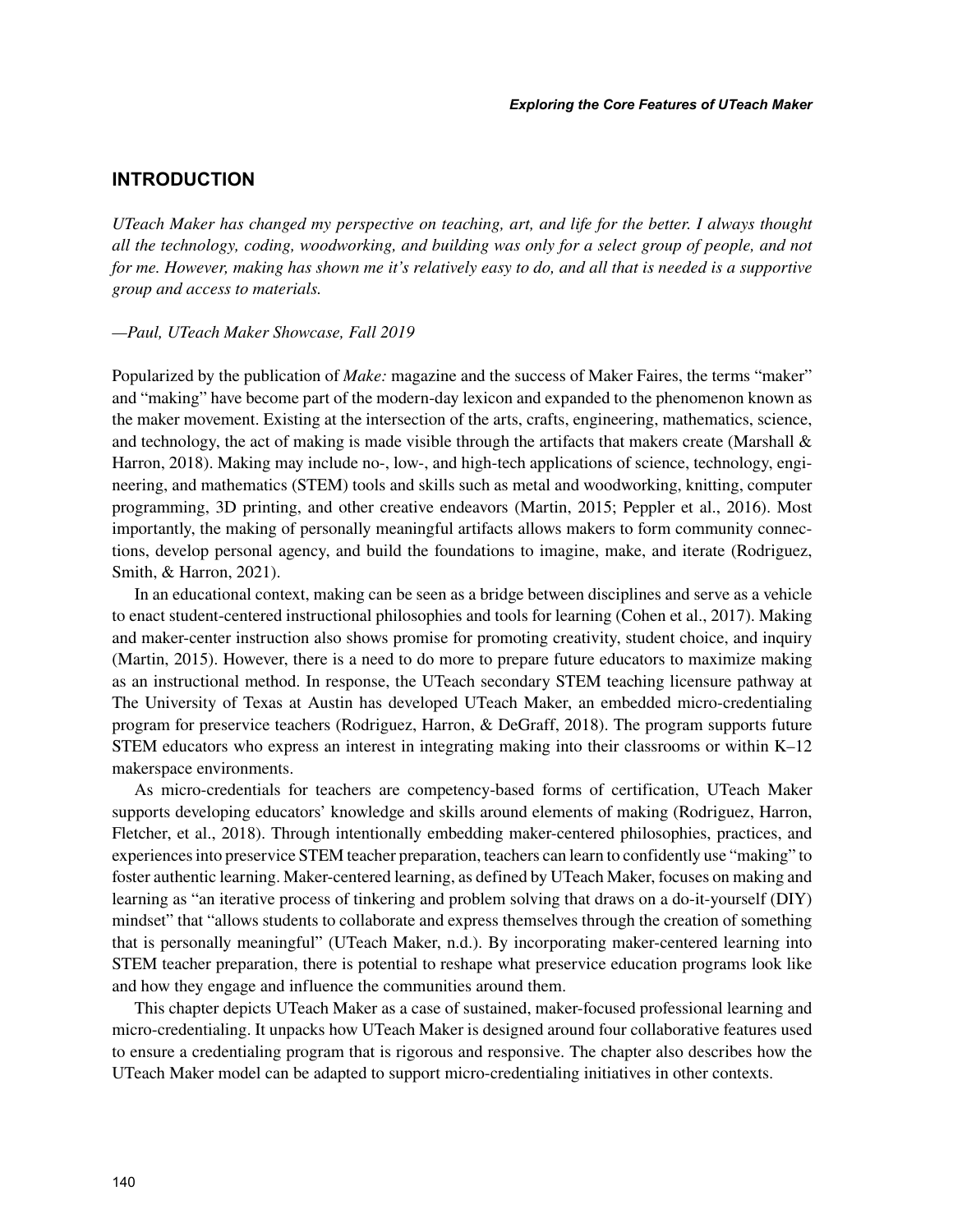## INTRODUCTION

*UTeach Maker has changed my perspective on teaching, art, and life for the better. I always thought all the technology, coding, woodworking, and building was only for a select group of people, and not for me. However, making has shown me it's relatively easy to do, and all that is needed is a supportive group and access to materials.*

*—Paul, UTeach Maker Showcase, Fall 2019*

Popularized by the publication of *Make:* magazine and the success of Maker Faires, the terms "maker" and "making" have become part of the modern-day lexicon and expanded to the phenomenon known as the maker movement. Existing at the intersection of the arts, crafts, engineering, mathematics, science, and technology, the act of making is made visible through the artifacts that makers create (Marshall & Harron, 2018). Making may include no-, low-, and high-tech applications of science, technology, engineering, and mathematics (STEM) tools and skills such as metal and woodworking, knitting, computer programming, 3D printing, and other creative endeavors (Martin, 2015; Peppler et al., 2016). Most importantly, the making of personally meaningful artifacts allows makers to form community connections, develop personal agency, and build the foundations to imagine, make, and iterate (Rodriguez, Smith, & Harron, 2021).

In an educational context, making can be seen as a bridge between disciplines and serve as a vehicle to enact student-centered instructional philosophies and tools for learning (Cohen et al., 2017). Making and maker-center instruction also shows promise for promoting creativity, student choice, and inquiry (Martin, 2015). However, there is a need to do more to prepare future educators to maximize making as an instructional method. In response, the UTeach secondary STEM teaching licensure pathway at The University of Texas at Austin has developed UTeach Maker, an embedded micro-credentialing program for preservice teachers (Rodriguez, Harron, & DeGraff, 2018). The program supports future STEM educators who express an interest in integrating making into their classrooms or within K–12 makerspace environments.

As micro-credentials for teachers are competency-based forms of certification, UTeach Maker supports developing educators' knowledge and skills around elements of making (Rodriguez, Harron, Fletcher, et al., 2018). Through intentionally embedding maker-centered philosophies, practices, and experiences into preservice STEM teacher preparation, teachers can learn to confidently use "making" to foster authentic learning. Maker-centered learning, as defined by UTeach Maker, focuses on making and learning as "an iterative process of tinkering and problem solving that draws on a do-it-yourself (DIY) mindset" that "allows students to collaborate and express themselves through the creation of something that is personally meaningful" (UTeach Maker, n.d.). By incorporating maker-centered learning into STEM teacher preparation, there is potential to reshape what preservice education programs look like and how they engage and influence the communities around them.

This chapter depicts UTeach Maker as a case of sustained, maker-focused professional learning and micro-credentialing. It unpacks how UTeach Maker is designed around four collaborative features used to ensure a credentialing program that is rigorous and responsive. The chapter also describes how the UTeach Maker model can be adapted to support micro-credentialing initiatives in other contexts.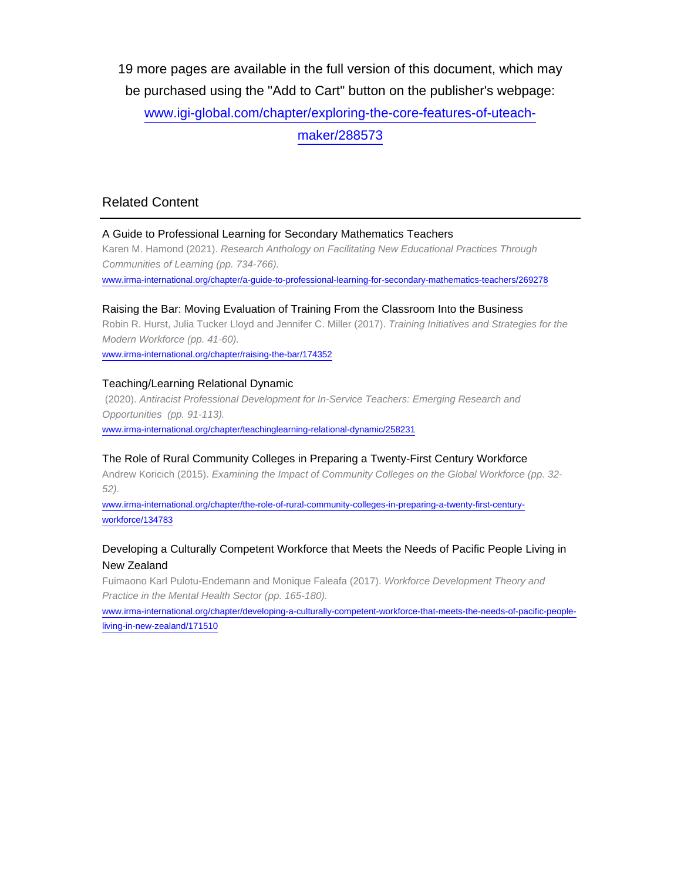19 more pages are available in the full version of this document, which may be purchased using the "Add to Cart" button on the publisher's webpage: www.igi-global.com/chapter/exploring-the-core-features-of-uteach-maker/288573

## Related Content

A Guide to Professional Learning for Secondary Mathematics Teachers
Karen M. Hamond (2021). *Research Anthology on Facilitating New Educational Practices Through Communities of Learning (pp. 734-766).*
www.irma-international.org/chapter/a-guide-to-professional-learning-for-secondary-mathematics-teachers/269278

Raising the Bar: Moving Evaluation of Training From the Classroom Into the Business
Robin R. Hurst, Julia Tucker Lloyd and Jennifer C. Miller (2017). *Training Initiatives and Strategies for the Modern Workforce (pp. 41-60).*
www.irma-international.org/chapter/raising-the-bar/174352

Teaching/Learning Relational Dynamic
(2020). *Antiracist Professional Development for In-Service Teachers: Emerging Research and Opportunities (pp. 91-113).*
www.irma-international.org/chapter/teachinglearning-relational-dynamic/258231

The Role of Rural Community Colleges in Preparing a Twenty-First Century Workforce
Andrew Koricich (2015). *Examining the Impact of Community Colleges on the Global Workforce (pp. 32-52).*
www.irma-international.org/chapter/the-role-of-rural-community-colleges-in-preparing-a-twenty-first-century-workforce/134783

Developing a Culturally Competent Workforce that Meets the Needs of Pacific People Living in New Zealand
Fuimaono Karl Pulotu-Endemann and Monique Faleafa (2017). *Workforce Development Theory and Practice in the Mental Health Sector (pp. 165-180).*
www.irma-international.org/chapter/developing-a-culturally-competent-workforce-that-meets-the-needs-of-pacific-people-living-in-new-zealand/171510